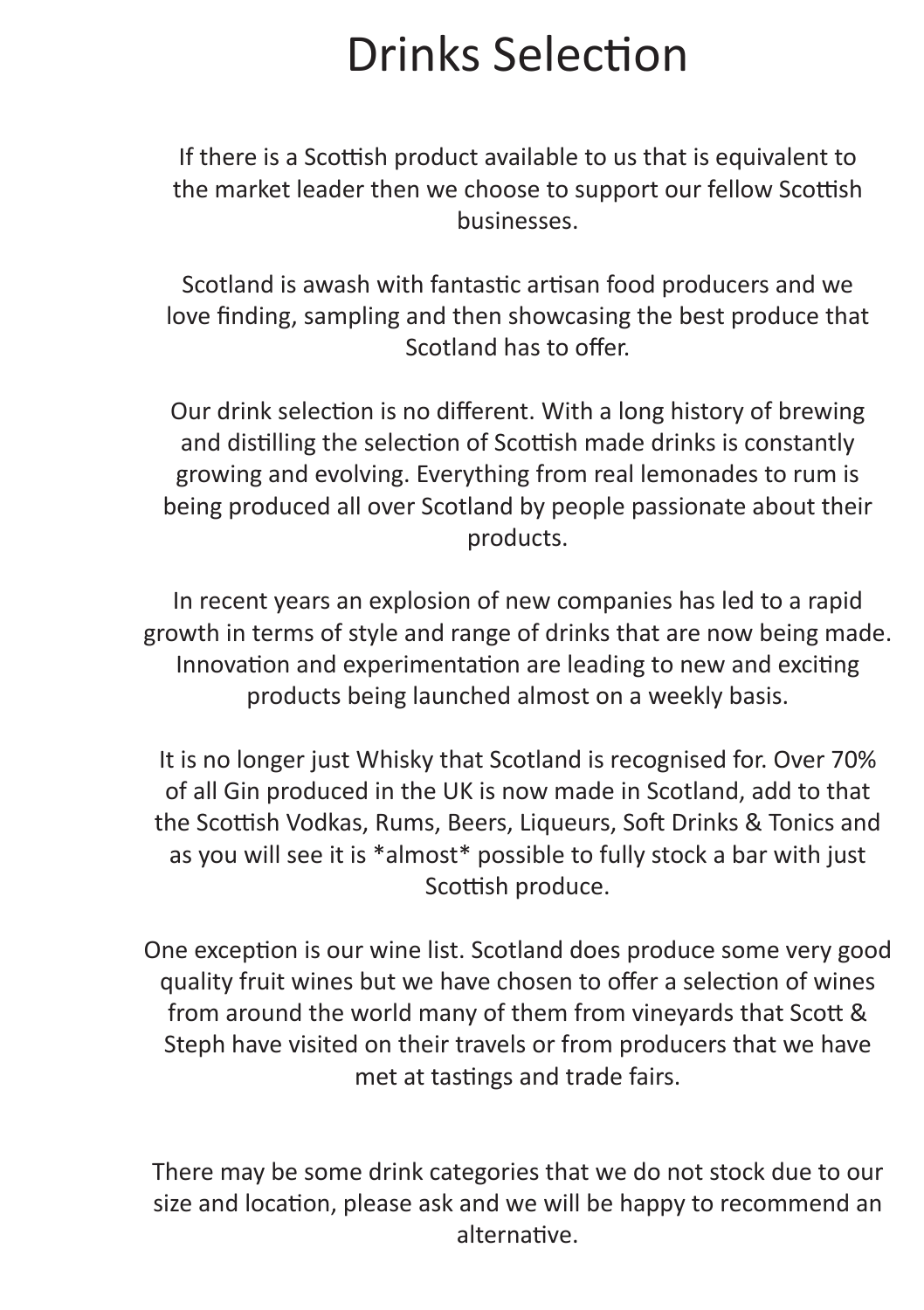# Drinks Selection

If there is a Scottish product available to us that is equivalent to the market leader then we choose to support our fellow Scottish businesses.

Scotland is awash with fantastic artisan food producers and we love finding, sampling and then showcasing the best produce that Scotland has to offer.

Our drink selection is no different. With a long history of brewing and distilling the selection of Scottish made drinks is constantly growing and evolving. Everything from real lemonades to rum is being produced all over Scotland by people passionate about their products.

In recent years an explosion of new companies has led to a rapid growth in terms of style and range of drinks that are now being made. Innovation and experimentation are leading to new and exciting products being launched almost on a weekly basis.

It is no longer just Whisky that Scotland is recognised for. Over 70% of all Gin produced in the UK is now made in Scotland, add to that the Scottish Vodkas, Rums, Beers, Liqueurs, Soft Drinks & Tonics and as you will see it is *almost* possible to fully stock a bar with just Scottish produce.

One exception is our wine list. Scotland does produce some very good quality fruit wines but we have chosen to offer a selection of wines from around the world many of them from vineyards that Scott & Steph have visited on their travels or from producers that we have met at tastings and trade fairs.

There may be some drink categories that we do not stock due to our size and location, please ask and we will be happy to recommend an alternative.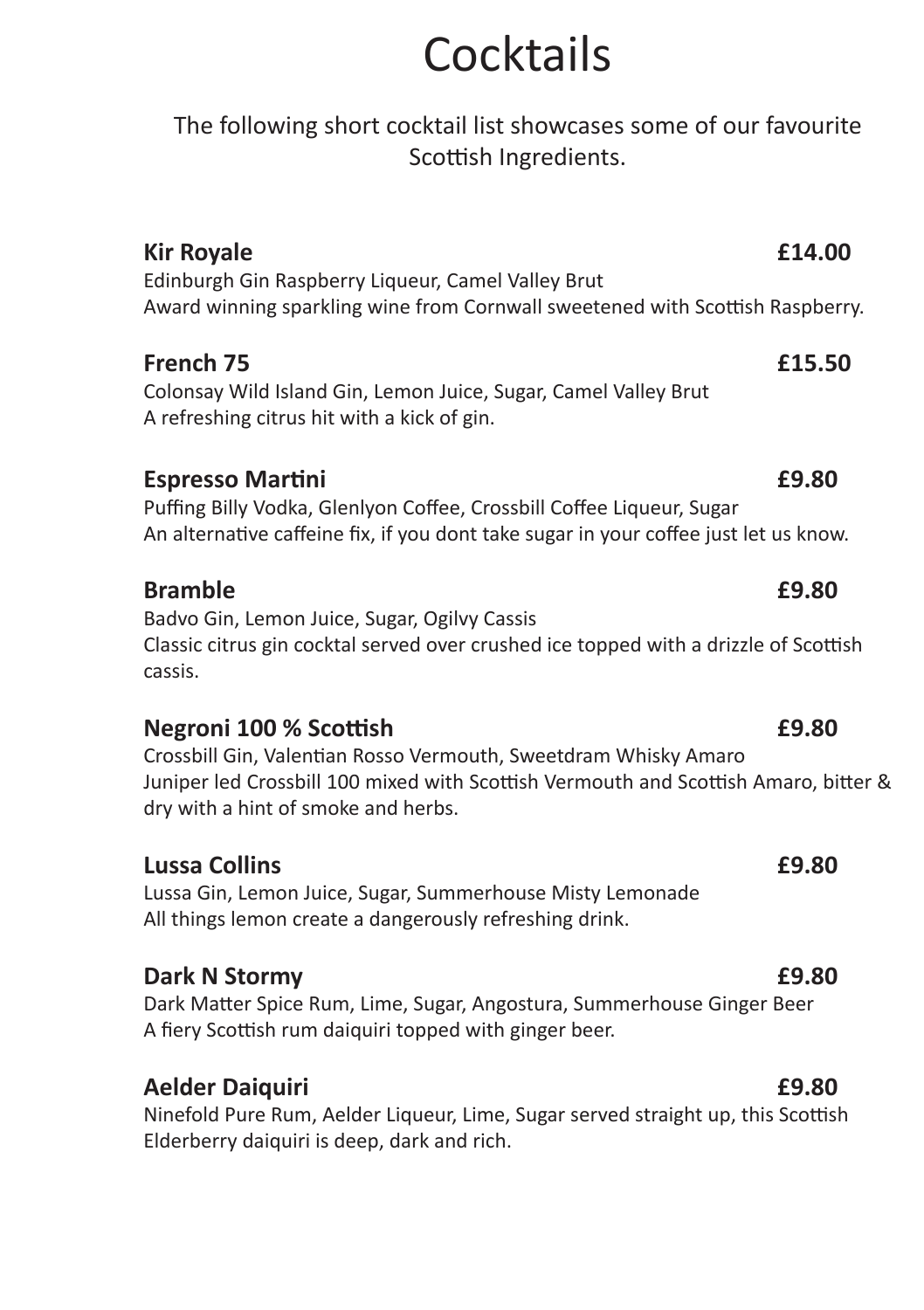# Cocktails

The following short cocktail list showcases some of our favourite Scottish Ingredients.

**Kir Royale** **£14.00**

Edinburgh Gin Raspberry Liqueur, Camel Valley Brut
Award winning sparkling wine from Cornwall sweetened with Scottish Raspberry.

**French 75** **£15.50**

Colonsay Wild Island Gin, Lemon Juice, Sugar, Camel Valley Brut
A refreshing citrus hit with a kick of gin.

**Espresso Martini** **£9.80**

Puffing Billy Vodka, Glenlyon Coffee, Crossbill Coffee Liqueur, Sugar
An alternative caffeine fix, if you dont take sugar in your coffee just let us know.

**Bramble** **£9.80**

Badvo Gin, Lemon Juice, Sugar, Ogilvy Cassis
Classic citrus gin cocktal served over crushed ice topped with a drizzle of Scottish cassis.

**Negroni 100 % Scottish** **£9.80**

Crossbill Gin, Valentian Rosso Vermouth, Sweetdram Whisky Amaro
Juniper led Crossbill 100 mixed with Scottish Vermouth and Scottish Amaro, bitter & dry with a hint of smoke and herbs.

**Lussa Collins** **£9.80**

Lussa Gin, Lemon Juice, Sugar, Summerhouse Misty Lemonade
All things lemon create a dangerously refreshing drink.

**Dark N Stormy** **£9.80**

Dark Matter Spice Rum, Lime, Sugar, Angostura, Summerhouse Ginger Beer
A fiery Scottish rum daiquiri topped with ginger beer.

**Aelder Daiquiri** **£9.80**

Ninefold Pure Rum, Aelder Liqueur, Lime, Sugar served straight up, this Scottish Elderberry daiquiri is deep, dark and rich.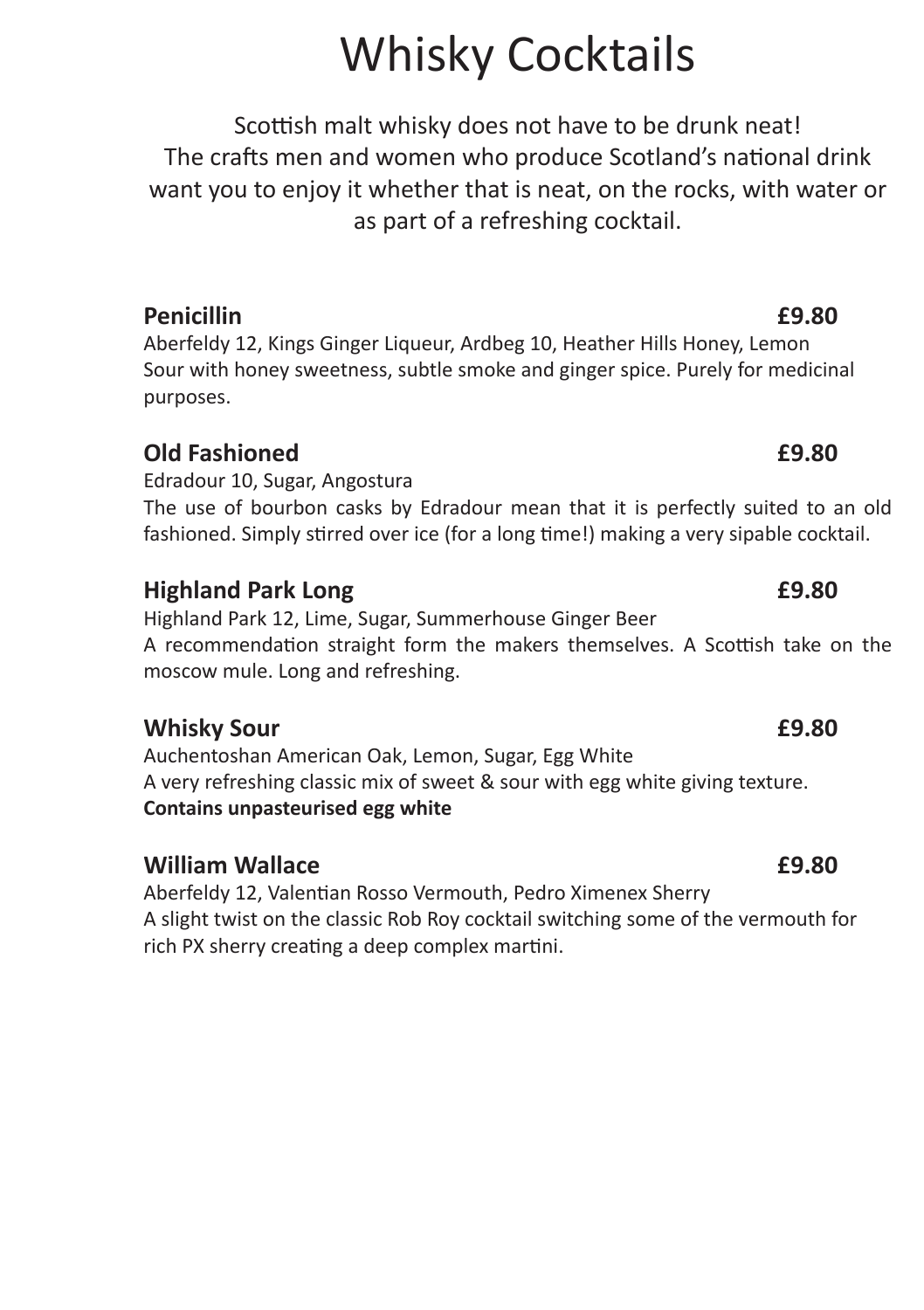# Whisky Cocktails

Scottish malt whisky does not have to be drunk neat!
The crafts men and women who produce Scotland's national drink want you to enjoy it whether that is neat, on the rocks, with water or as part of a refreshing cocktail.

## Penicillin £9.80

Aberfeldy 12, Kings Ginger Liqueur, Ardbeg 10, Heather Hills Honey, Lemon
Sour with honey sweetness, subtle smoke and ginger spice. Purely for medicinal purposes.

## Old Fashioned £9.80

Edradour 10, Sugar, Angostura
The use of bourbon casks by Edradour mean that it is perfectly suited to an old fashioned. Simply stirred over ice (for a long time!) making a very sipable cocktail.

## Highland Park Long £9.80

Highland Park 12, Lime, Sugar, Summerhouse Ginger Beer
A recommendation straight form the makers themselves. A Scottish take on the moscow mule. Long and refreshing.

## Whisky Sour £9.80

Auchentoshan American Oak, Lemon, Sugar, Egg White
A very refreshing classic mix of sweet & sour with egg white giving texture.
**Contains unpasteurised egg white**

## William Wallace £9.80

Aberfeldy 12, Valentian Rosso Vermouth, Pedro Ximenex Sherry
A slight twist on the classic Rob Roy cocktail switching some of the vermouth for rich PX sherry creating a deep complex martini.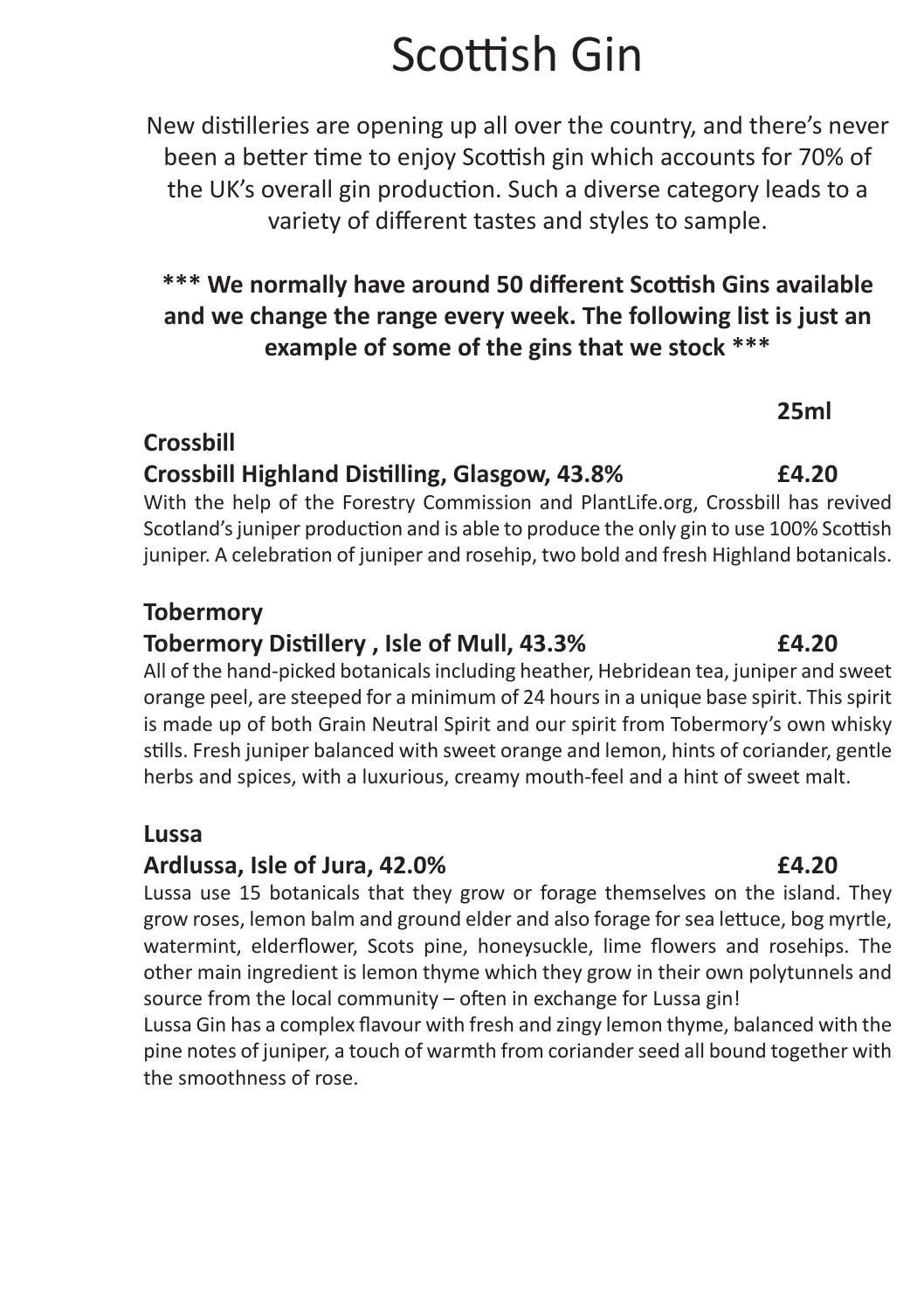# Scottish Gin

New distilleries are opening up all over the country, and there's never been a better time to enjoy Scottish gin which accounts for 70% of the UK's overall gin production. Such a diverse category leads to a variety of different tastes and styles to sample.

**\*\*\* We normally have around 50 different Scottish Gins available and we change the range every week. The following list is just an example of some of the gins that we stock \*\*\***

**25ml**

### Crossbill

**Crossbill Highland Distilling, Glasgow, 43.8% — £4.20**

With the help of the Forestry Commission and PlantLife.org, Crossbill has revived Scotland's juniper production and is able to produce the only gin to use 100% Scottish juniper. A celebration of juniper and rosehip, two bold and fresh Highland botanicals.

### Tobermory

**Tobermory Distillery , Isle of Mull, 43.3% — £4.20**

All of the hand-picked botanicals including heather, Hebridean tea, juniper and sweet orange peel, are steeped for a minimum of 24 hours in a unique base spirit. This spirit is made up of both Grain Neutral Spirit and our spirit from Tobermory's own whisky stills. Fresh juniper balanced with sweet orange and lemon, hints of coriander, gentle herbs and spices, with a luxurious, creamy mouth-feel and a hint of sweet malt.

### Lussa

**Ardlussa, Isle of Jura, 42.0% — £4.20**

Lussa use 15 botanicals that they grow or forage themselves on the island. They grow roses, lemon balm and ground elder and also forage for sea lettuce, bog myrtle, watermint, elderflower, Scots pine, honeysuckle, lime flowers and rosehips. The other main ingredient is lemon thyme which they grow in their own polytunnels and source from the local community – often in exchange for Lussa gin!

Lussa Gin has a complex flavour with fresh and zingy lemon thyme, balanced with the pine notes of juniper, a touch of warmth from coriander seed all bound together with the smoothness of rose.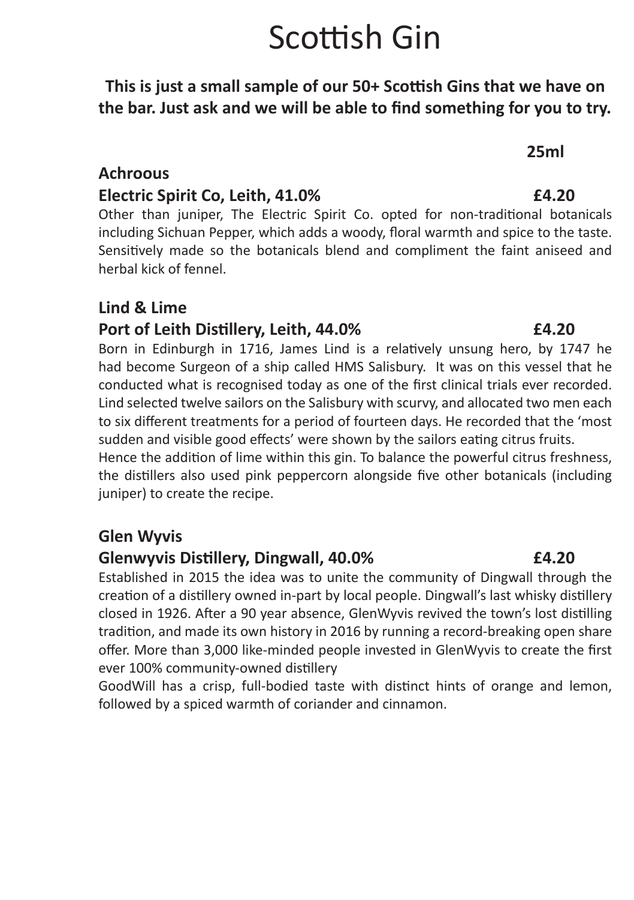# Scottish Gin

**This is just a small sample of our 50+ Scottish Gins that we have on the bar. Just ask and we will be able to find something for you to try.**

**25ml**

### Achroous

**Electric Spirit Co, Leith, 41.0% £4.20**

Other than juniper, The Electric Spirit Co. opted for non-traditional botanicals including Sichuan Pepper, which adds a woody, floral warmth and spice to the taste. Sensitively made so the botanicals blend and compliment the faint aniseed and herbal kick of fennel.

### Lind & Lime

**Port of Leith Distillery, Leith, 44.0% £4.20**

Born in Edinburgh in 1716, James Lind is a relatively unsung hero, by 1747 he had become Surgeon of a ship called HMS Salisbury. It was on this vessel that he conducted what is recognised today as one of the first clinical trials ever recorded. Lind selected twelve sailors on the Salisbury with scurvy, and allocated two men each to six different treatments for a period of fourteen days. He recorded that the 'most sudden and visible good effects' were shown by the sailors eating citrus fruits.
Hence the addition of lime within this gin. To balance the powerful citrus freshness, the distillers also used pink peppercorn alongside five other botanicals (including juniper) to create the recipe.

### Glen Wyvis

**Glenwyvis Distillery, Dingwall, 40.0% £4.20**

Established in 2015 the idea was to unite the community of Dingwall through the creation of a distillery owned in-part by local people. Dingwall's last whisky distillery closed in 1926. After a 90 year absence, GlenWyvis revived the town's lost distilling tradition, and made its own history in 2016 by running a record-breaking open share offer. More than 3,000 like-minded people invested in GlenWyvis to create the first ever 100% community-owned distillery
GoodWill has a crisp, full-bodied taste with distinct hints of orange and lemon, followed by a spiced warmth of coriander and cinnamon.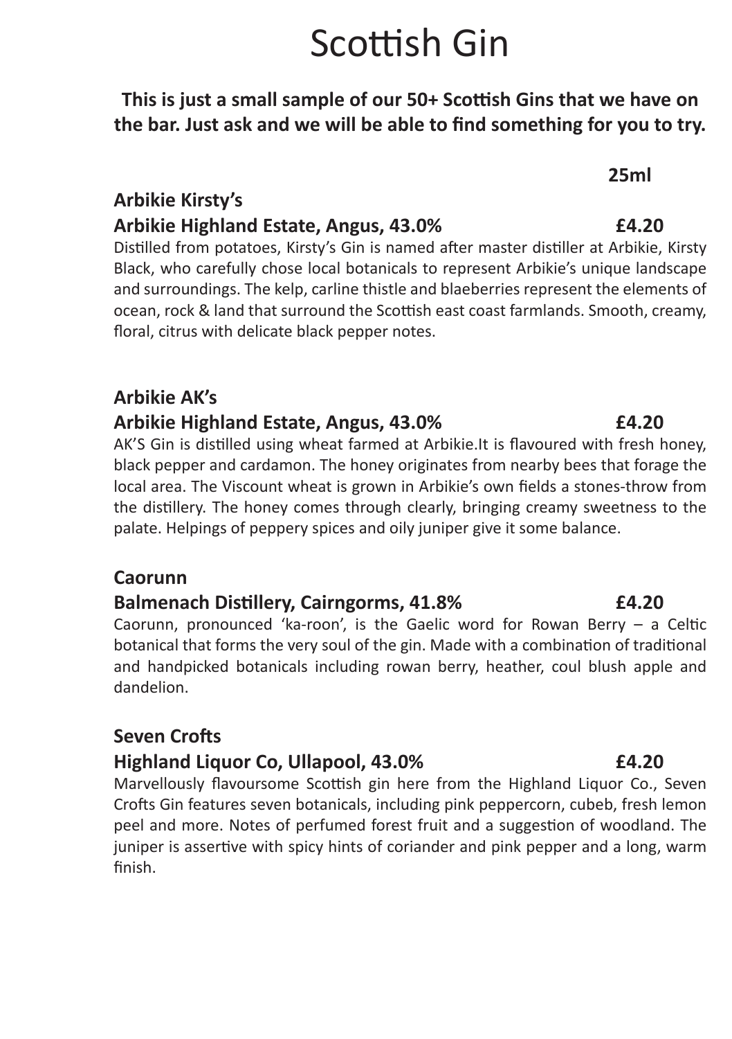# Scottish Gin

**This is just a small sample of our 50+ Scottish Gins that we have on the bar. Just ask and we will be able to find something for you to try.**

**25ml**

### Arbikie Kirsty's

**Arbikie Highland Estate, Angus, 43.0% — £4.20**

Distilled from potatoes, Kirsty's Gin is named after master distiller at Arbikie, Kirsty Black, who carefully chose local botanicals to represent Arbikie's unique landscape and surroundings. The kelp, carline thistle and blaeberries represent the elements of ocean, rock & land that surround the Scottish east coast farmlands. Smooth, creamy, floral, citrus with delicate black pepper notes.

### Arbikie AK's

**Arbikie Highland Estate, Angus, 43.0% — £4.20**

AK'S Gin is distilled using wheat farmed at Arbikie.It is flavoured with fresh honey, black pepper and cardamon. The honey originates from nearby bees that forage the local area. The Viscount wheat is grown in Arbikie's own fields a stones-throw from the distillery. The honey comes through clearly, bringing creamy sweetness to the palate. Helpings of peppery spices and oily juniper give it some balance.

### Caorunn

**Balmenach Distillery, Cairngorms, 41.8% — £4.20**

Caorunn, pronounced 'ka-roon', is the Gaelic word for Rowan Berry – a Celtic botanical that forms the very soul of the gin. Made with a combination of traditional and handpicked botanicals including rowan berry, heather, coul blush apple and dandelion.

### Seven Crofts

**Highland Liquor Co, Ullapool, 43.0% — £4.20**

Marvellously flavoursome Scottish gin here from the Highland Liquor Co., Seven Crofts Gin features seven botanicals, including pink peppercorn, cubeb, fresh lemon peel and more. Notes of perfumed forest fruit and a suggestion of woodland. The juniper is assertive with spicy hints of coriander and pink pepper and a long, warm finish.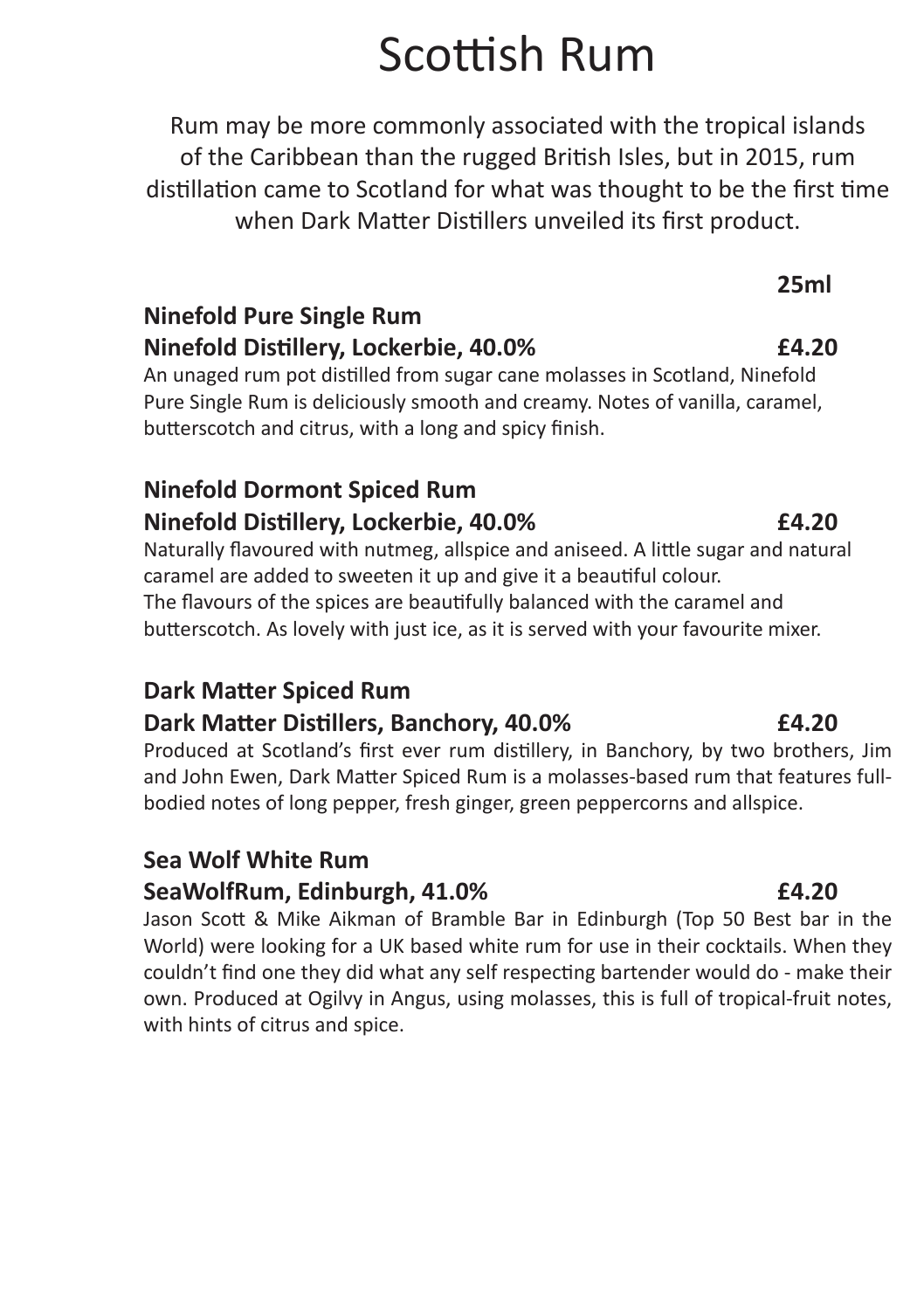# Scottish Rum

Rum may be more commonly associated with the tropical islands of the Caribbean than the rugged British Isles, but in 2015, rum distillation came to Scotland for what was thought to be the first time when Dark Matter Distillers unveiled its first product.

**25ml**

**Ninefold Pure Single Rum**
**Ninefold Distillery, Lockerbie, 40.0% — £4.20**

An unaged rum pot distilled from sugar cane molasses in Scotland, Ninefold Pure Single Rum is deliciously smooth and creamy. Notes of vanilla, caramel, butterscotch and citrus, with a long and spicy finish.

**Ninefold Dormont Spiced Rum**
**Ninefold Distillery, Lockerbie, 40.0% — £4.20**

Naturally flavoured with nutmeg, allspice and aniseed. A little sugar and natural caramel are added to sweeten it up and give it a beautiful colour. The flavours of the spices are beautifully balanced with the caramel and butterscotch. As lovely with just ice, as it is served with your favourite mixer.

**Dark Matter Spiced Rum**
**Dark Matter Distillers, Banchory, 40.0% — £4.20**

Produced at Scotland's first ever rum distillery, in Banchory, by two brothers, Jim and John Ewen, Dark Matter Spiced Rum is a molasses-based rum that features full-bodied notes of long pepper, fresh ginger, green peppercorns and allspice.

**Sea Wolf White Rum**
**SeaWolfRum, Edinburgh, 41.0% — £4.20**

Jason Scott & Mike Aikman of Bramble Bar in Edinburgh (Top 50 Best bar in the World) were looking for a UK based white rum for use in their cocktails. When they couldn't find one they did what any self respecting bartender would do - make their own. Produced at Ogilvy in Angus, using molasses, this is full of tropical-fruit notes, with hints of citrus and spice.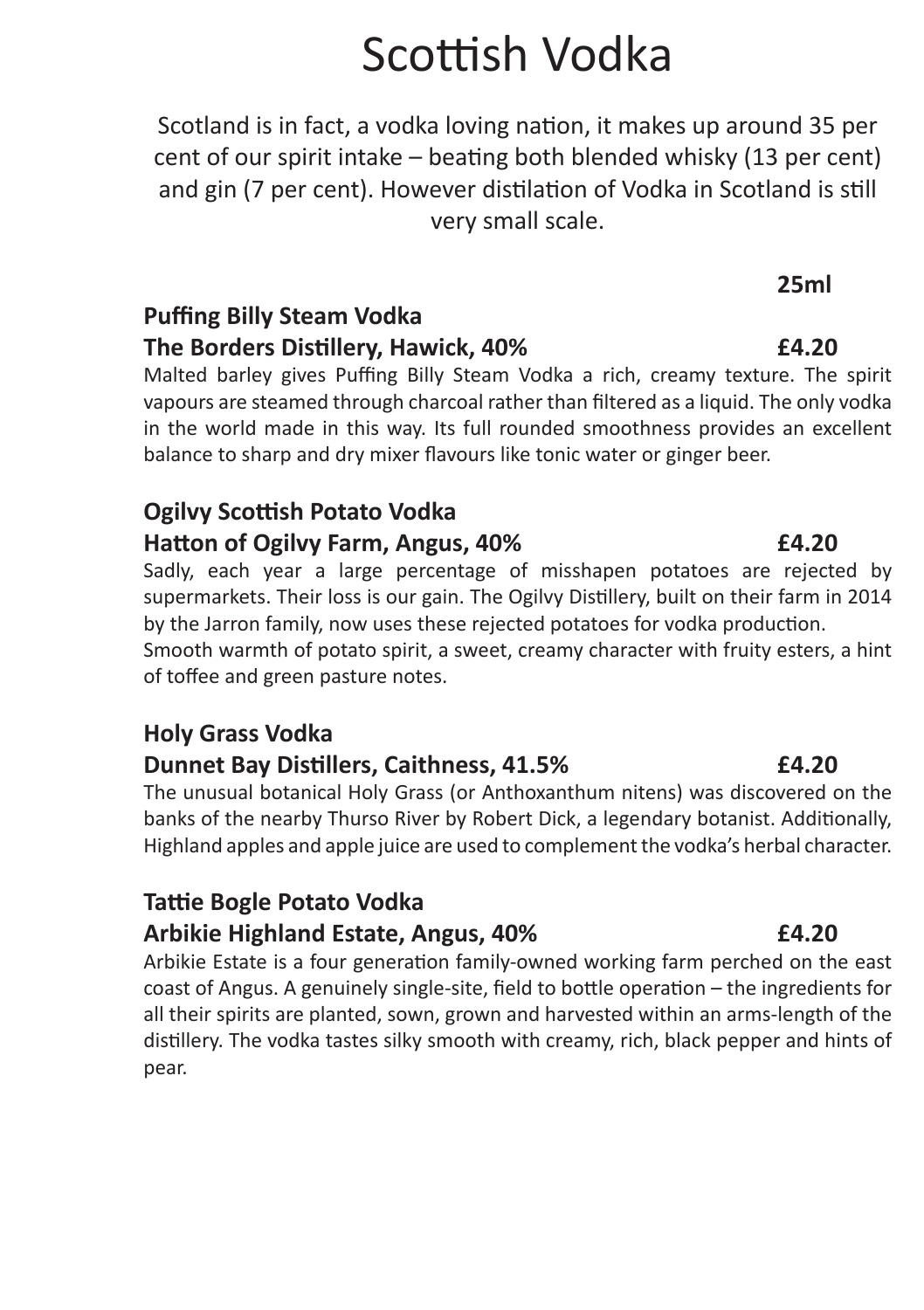# Scottish Vodka

Scotland is in fact, a vodka loving nation, it makes up around 35 per cent of our spirit intake – beating both blended whisky (13 per cent) and gin (7 per cent). However distilation of Vodka in Scotland is still very small scale.

**25ml**

**Puffing Billy Steam Vodka**
**The Borders Distillery, Hawick, 40% — £4.20**

Malted barley gives Puffing Billy Steam Vodka a rich, creamy texture. The spirit vapours are steamed through charcoal rather than filtered as a liquid. The only vodka in the world made in this way. Its full rounded smoothness provides an excellent balance to sharp and dry mixer flavours like tonic water or ginger beer.

**Ogilvy Scottish Potato Vodka**
**Hatton of Ogilvy Farm, Angus, 40% — £4.20**

Sadly, each year a large percentage of misshapen potatoes are rejected by supermarkets. Their loss is our gain. The Ogilvy Distillery, built on their farm in 2014 by the Jarron family, now uses these rejected potatoes for vodka production.
Smooth warmth of potato spirit, a sweet, creamy character with fruity esters, a hint of toffee and green pasture notes.

**Holy Grass Vodka**
**Dunnet Bay Distillers, Caithness, 41.5% — £4.20**

The unusual botanical Holy Grass (or Anthoxanthum nitens) was discovered on the banks of the nearby Thurso River by Robert Dick, a legendary botanist. Additionally, Highland apples and apple juice are used to complement the vodka's herbal character.

**Tattie Bogle Potato Vodka**
**Arbikie Highland Estate, Angus, 40% — £4.20**

Arbikie Estate is a four generation family-owned working farm perched on the east coast of Angus. A genuinely single-site, field to bottle operation – the ingredients for all their spirits are planted, sown, grown and harvested within an arms-length of the distillery. The vodka tastes silky smooth with creamy, rich, black pepper and hints of pear.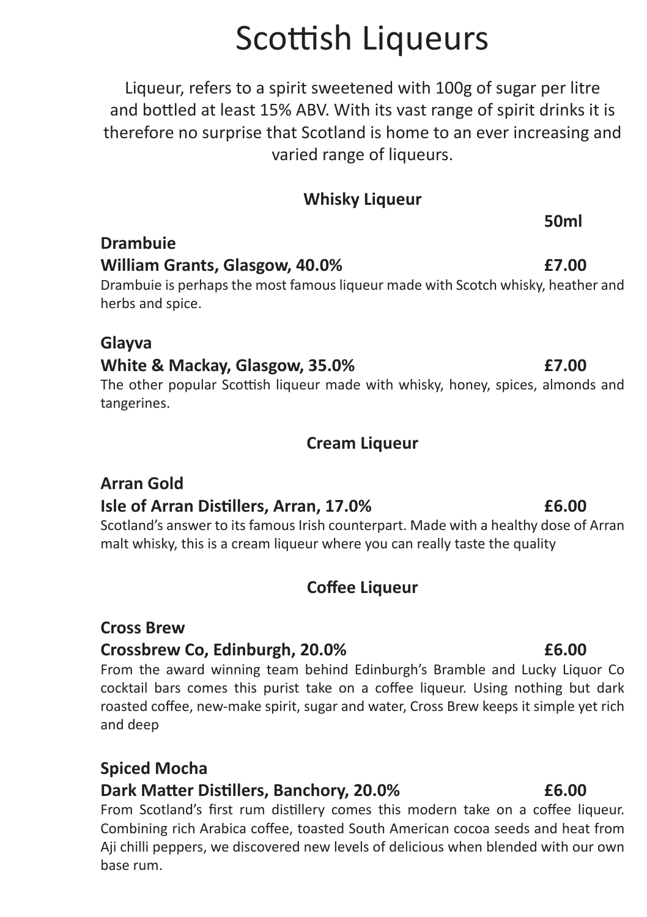# Scottish Liqueurs

Liqueur, refers to a spirit sweetened with 100g of sugar per litre and bottled at least 15% ABV. With its vast range of spirit drinks it is therefore no surprise that Scotland is home to an ever increasing and varied range of liqueurs.

## Whisky Liqueur

**50ml**

**Drambuie**
**William Grants, Glasgow, 40.0% — £7.00**

Drambuie is perhaps the most famous liqueur made with Scotch whisky, heather and herbs and spice.

**Glayva**
**White & Mackay, Glasgow, 35.0% — £7.00**

The other popular Scottish liqueur made with whisky, honey, spices, almonds and tangerines.

## Cream Liqueur

**Arran Gold**
**Isle of Arran Distillers, Arran, 17.0% — £6.00**

Scotland's answer to its famous Irish counterpart. Made with a healthy dose of Arran malt whisky, this is a cream liqueur where you can really taste the quality

## Coffee Liqueur

**Cross Brew**
**Crossbrew Co, Edinburgh, 20.0% — £6.00**

From the award winning team behind Edinburgh's Bramble and Lucky Liquor Co cocktail bars comes this purist take on a coffee liqueur. Using nothing but dark roasted coffee, new-make spirit, sugar and water, Cross Brew keeps it simple yet rich and deep

**Spiced Mocha**
**Dark Matter Distillers, Banchory, 20.0% — £6.00**

From Scotland's first rum distillery comes this modern take on a coffee liqueur. Combining rich Arabica coffee, toasted South American cocoa seeds and heat from Aji chilli peppers, we discovered new levels of delicious when blended with our own base rum.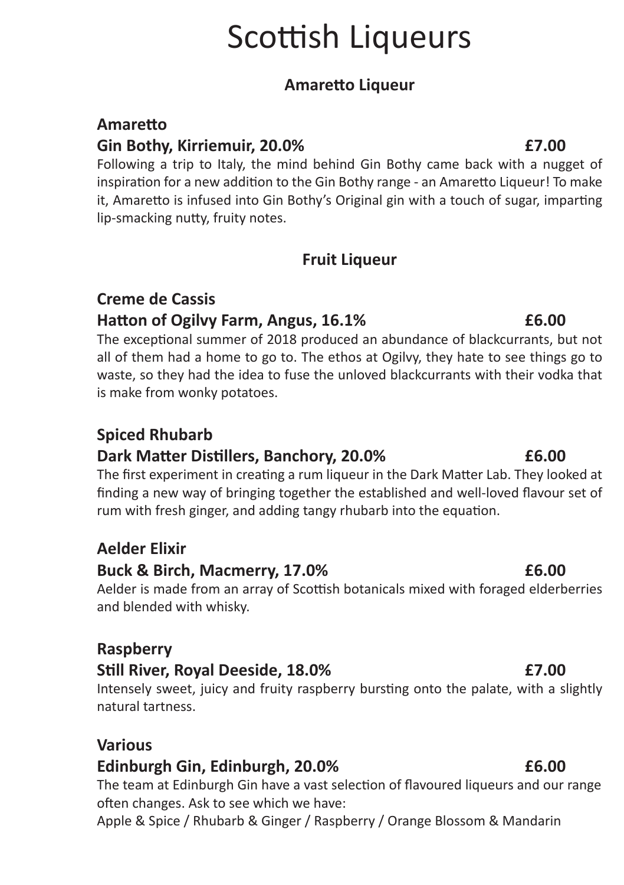# Scottish Liqueurs

## Amaretto Liqueur

**Amaretto**

**Gin Bothy, Kirriemuir, 20.0% £7.00**

Following a trip to Italy, the mind behind Gin Bothy came back with a nugget of inspiration for a new addition to the Gin Bothy range - an Amaretto Liqueur! To make it, Amaretto is infused into Gin Bothy's Original gin with a touch of sugar, imparting lip-smacking nutty, fruity notes.

## Fruit Liqueur

**Creme de Cassis**

**Hatton of Ogilvy Farm, Angus, 16.1% £6.00**

The exceptional summer of 2018 produced an abundance of blackcurrants, but not all of them had a home to go to. The ethos at Ogilvy, they hate to see things go to waste, so they had the idea to fuse the unloved blackcurrants with their vodka that is make from wonky potatoes.

**Spiced Rhubarb**

**Dark Matter Distillers, Banchory, 20.0% £6.00**

The first experiment in creating a rum liqueur in the Dark Matter Lab. They looked at finding a new way of bringing together the established and well-loved flavour set of rum with fresh ginger, and adding tangy rhubarb into the equation.

**Aelder Elixir**

**Buck & Birch, Macmerry, 17.0% £6.00**

Aelder is made from an array of Scottish botanicals mixed with foraged elderberries and blended with whisky.

**Raspberry**

**Still River, Royal Deeside, 18.0% £7.00**

Intensely sweet, juicy and fruity raspberry bursting onto the palate, with a slightly natural tartness.

**Various**

**Edinburgh Gin, Edinburgh, 20.0% £6.00**

The team at Edinburgh Gin have a vast selection of flavoured liqueurs and our range often changes. Ask to see which we have:
Apple & Spice / Rhubarb & Ginger / Raspberry / Orange Blossom & Mandarin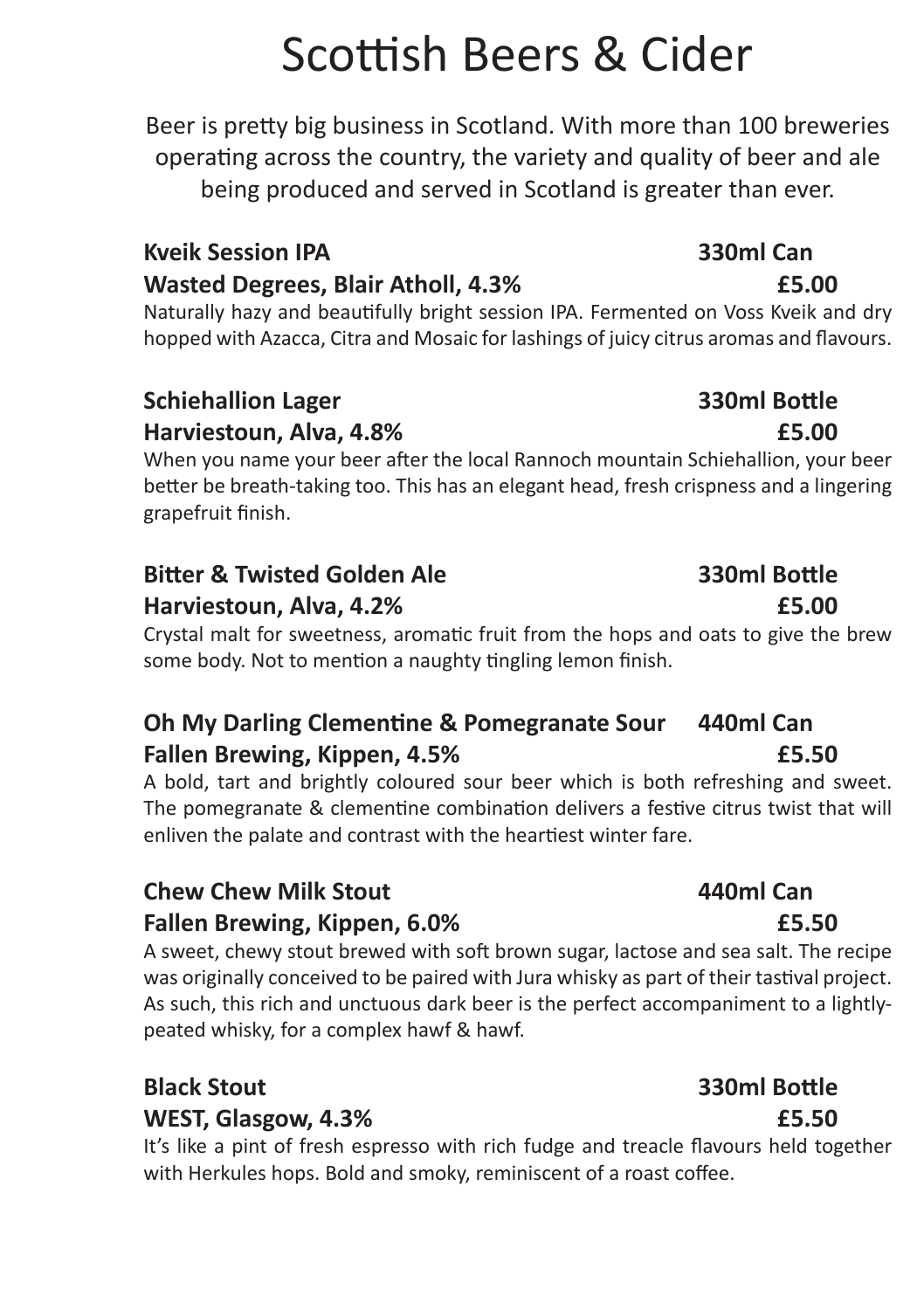# Scottish Beers & Cider

Beer is pretty big business in Scotland. With more than 100 breweries operating across the country, the variety and quality of beer and ale being produced and served in Scotland is greater than ever.

**Kveik Session IPA** — **330ml Can**
**Wasted Degrees, Blair Atholl, 4.3%** — **£5.00**
Naturally hazy and beautifully bright session IPA. Fermented on Voss Kveik and dry hopped with Azacca, Citra and Mosaic for lashings of juicy citrus aromas and flavours.

**Schiehallion Lager** — **330ml Bottle**
**Harviestoun, Alva, 4.8%** — **£5.00**
When you name your beer after the local Rannoch mountain Schiehallion, your beer better be breath-taking too. This has an elegant head, fresh crispness and a lingering grapefruit finish.

**Bitter & Twisted Golden Ale** — **330ml Bottle**
**Harviestoun, Alva, 4.2%** — **£5.00**
Crystal malt for sweetness, aromatic fruit from the hops and oats to give the brew some body. Not to mention a naughty tingling lemon finish.

**Oh My Darling Clementine & Pomegranate Sour** — **440ml Can**
**Fallen Brewing, Kippen, 4.5%** — **£5.50**
A bold, tart and brightly coloured sour beer which is both refreshing and sweet. The pomegranate & clementine combination delivers a festive citrus twist that will enliven the palate and contrast with the heartiest winter fare.

**Chew Chew Milk Stout** — **440ml Can**
**Fallen Brewing, Kippen, 6.0%** — **£5.50**
A sweet, chewy stout brewed with soft brown sugar, lactose and sea salt. The recipe was originally conceived to be paired with Jura whisky as part of their tastival project. As such, this rich and unctuous dark beer is the perfect accompaniment to a lightly-peated whisky, for a complex hawf & hawf.

**Black Stout** — **330ml Bottle**
**WEST, Glasgow, 4.3%** — **£5.50**
It's like a pint of fresh espresso with rich fudge and treacle flavours held together with Herkules hops. Bold and smoky, reminiscent of a roast coffee.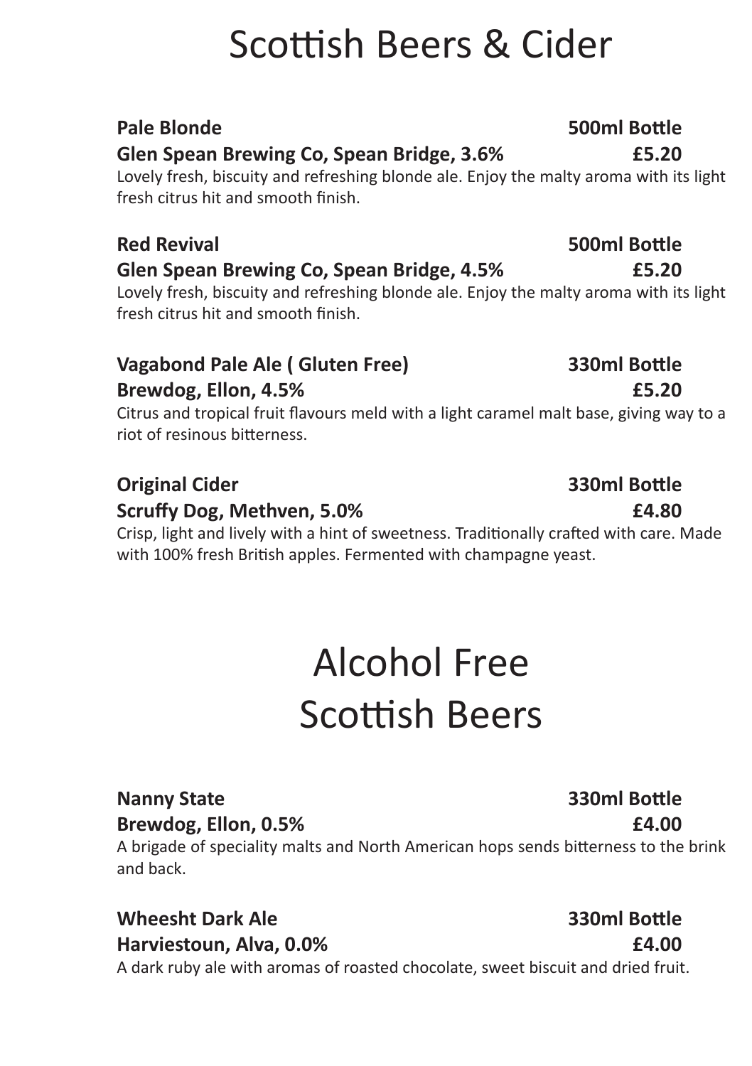# Scottish Beers & Cider

**Pale Blonde** **500ml Bottle**
**Glen Spean Brewing Co, Spean Bridge, 3.6%** **£5.20**
Lovely fresh, biscuity and refreshing blonde ale. Enjoy the malty aroma with its light fresh citrus hit and smooth finish.

**Red Revival** **500ml Bottle**
**Glen Spean Brewing Co, Spean Bridge, 4.5%** **£5.20**
Lovely fresh, biscuity and refreshing blonde ale. Enjoy the malty aroma with its light fresh citrus hit and smooth finish.

**Vagabond Pale Ale ( Gluten Free)** **330ml Bottle**
**Brewdog, Ellon, 4.5%** **£5.20**
Citrus and tropical fruit flavours meld with a light caramel malt base, giving way to a riot of resinous bitterness.

**Original Cider** **330ml Bottle**
**Scruffy Dog, Methven, 5.0%** **£4.80**
Crisp, light and lively with a hint of sweetness. Traditionally crafted with care. Made with 100% fresh British apples. Fermented with champagne yeast.

# Alcohol Free Scottish Beers

**Nanny State** **330ml Bottle**
**Brewdog, Ellon, 0.5%** **£4.00**
A brigade of speciality malts and North American hops sends bitterness to the brink and back.

**Wheesht Dark Ale** **330ml Bottle**
**Harviestoun, Alva, 0.0%** **£4.00**
A dark ruby ale with aromas of roasted chocolate, sweet biscuit and dried fruit.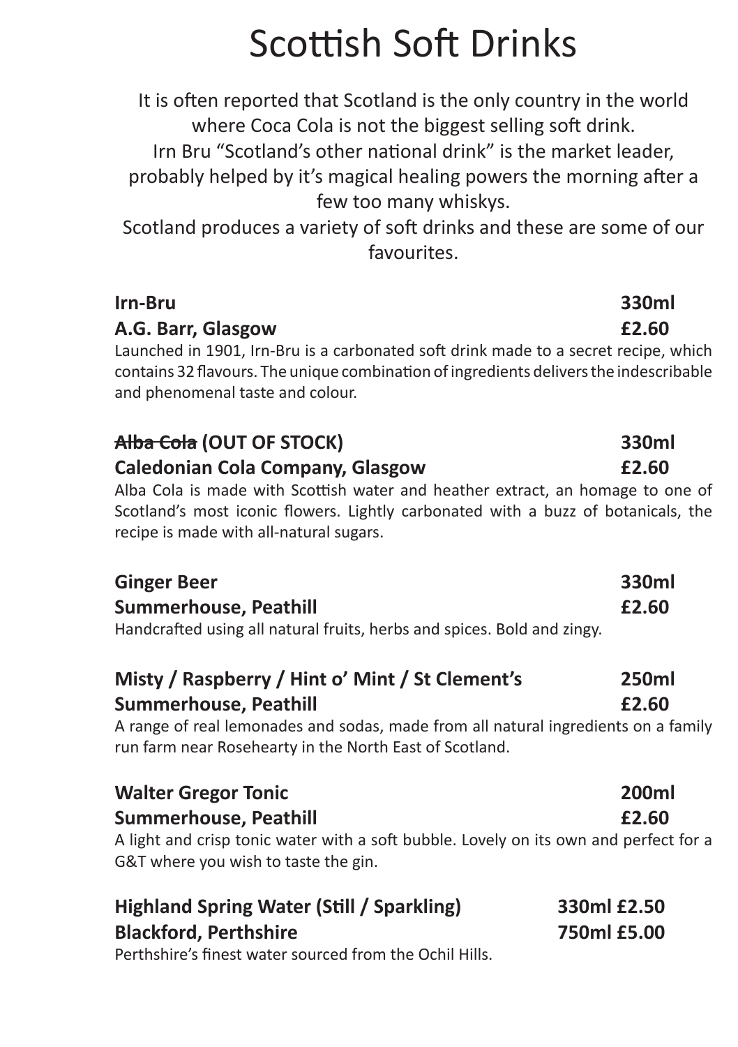# Scottish Soft Drinks

It is often reported that Scotland is the only country in the world where Coca Cola is not the biggest selling soft drink.
Irn Bru "Scotland's other national drink" is the market leader, probably helped by it's magical healing powers the morning after a few too many whiskys.
Scotland produces a variety of soft drinks and these are some of our favourites.

**Irn-Bru** **330ml**
**A.G. Barr, Glasgow** **£2.60**
Launched in 1901, Irn-Bru is a carbonated soft drink made to a secret recipe, which contains 32 flavours. The unique combination of ingredients delivers the indescribable and phenomenal taste and colour.

**~~Alba Cola~~ (OUT OF STOCK)** **330ml**
**Caledonian Cola Company, Glasgow** **£2.60**
Alba Cola is made with Scottish water and heather extract, an homage to one of Scotland's most iconic flowers. Lightly carbonated with a buzz of botanicals, the recipe is made with all-natural sugars.

**Ginger Beer** **330ml**
**Summerhouse, Peathill** **£2.60**
Handcrafted using all natural fruits, herbs and spices. Bold and zingy.

**Misty / Raspberry / Hint o' Mint / St Clement's** **250ml**
**Summerhouse, Peathill** **£2.60**
A range of real lemonades and sodas, made from all natural ingredients on a family run farm near Rosehearty in the North East of Scotland.

**Walter Gregor Tonic** **200ml**
**Summerhouse, Peathill** **£2.60**
A light and crisp tonic water with a soft bubble. Lovely on its own and perfect for a G&T where you wish to taste the gin.

**Highland Spring Water (Still / Sparkling)** **330ml £2.50**
**Blackford, Perthshire** **750ml £5.00**
Perthshire's finest water sourced from the Ochil Hills.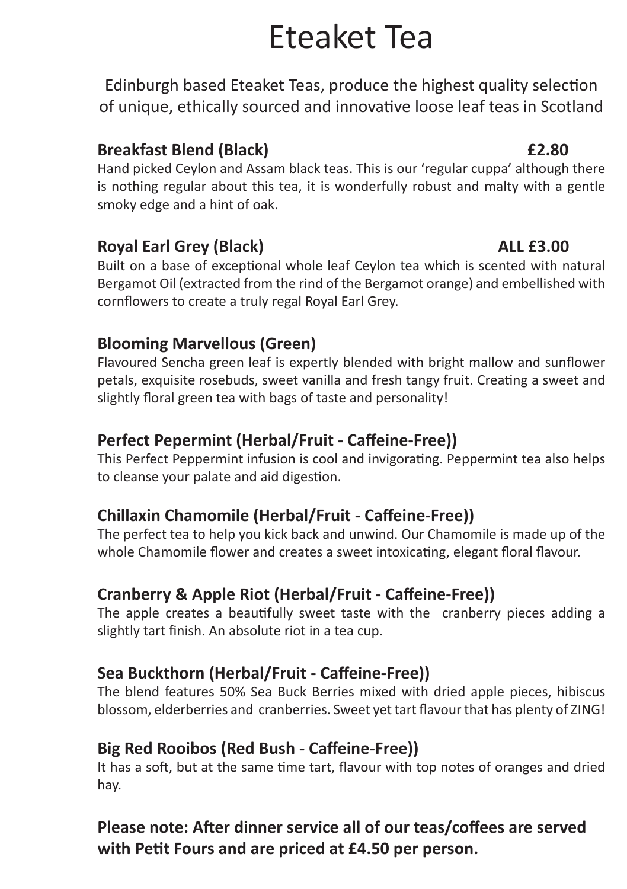# Eteaket Tea

Edinburgh based Eteaket Teas, produce the highest quality selection of unique, ethically sourced and innovative loose leaf teas in Scotland

**Breakfast Blend (Black)** **£2.80**

Hand picked Ceylon and Assam black teas. This is our 'regular cuppa' although there is nothing regular about this tea, it is wonderfully robust and malty with a gentle smoky edge and a hint of oak.

**Royal Earl Grey (Black)** **ALL £3.00**

Built on a base of exceptional whole leaf Ceylon tea which is scented with natural Bergamot Oil (extracted from the rind of the Bergamot orange) and embellished with cornflowers to create a truly regal Royal Earl Grey.

**Blooming Marvellous (Green)**

Flavoured Sencha green leaf is expertly blended with bright mallow and sunflower petals, exquisite rosebuds, sweet vanilla and fresh tangy fruit. Creating a sweet and slightly floral green tea with bags of taste and personality!

**Perfect Pepermint (Herbal/Fruit - Caffeine-Free))**

This Perfect Peppermint infusion is cool and invigorating. Peppermint tea also helps to cleanse your palate and aid digestion.

**Chillaxin Chamomile (Herbal/Fruit - Caffeine-Free))**

The perfect tea to help you kick back and unwind. Our Chamomile is made up of the whole Chamomile flower and creates a sweet intoxicating, elegant floral flavour.

**Cranberry & Apple Riot (Herbal/Fruit - Caffeine-Free))**

The apple creates a beautifully sweet taste with the cranberry pieces adding a slightly tart finish. An absolute riot in a tea cup.

**Sea Buckthorn (Herbal/Fruit - Caffeine-Free))**

The blend features 50% Sea Buck Berries mixed with dried apple pieces, hibiscus blossom, elderberries and cranberries. Sweet yet tart flavour that has plenty of ZING!

**Big Red Rooibos (Red Bush - Caffeine-Free))**

It has a soft, but at the same time tart, flavour with top notes of oranges and dried hay.

**Please note: After dinner service all of our teas/coffees are served with Petit Fours and are priced at £4.50 per person.**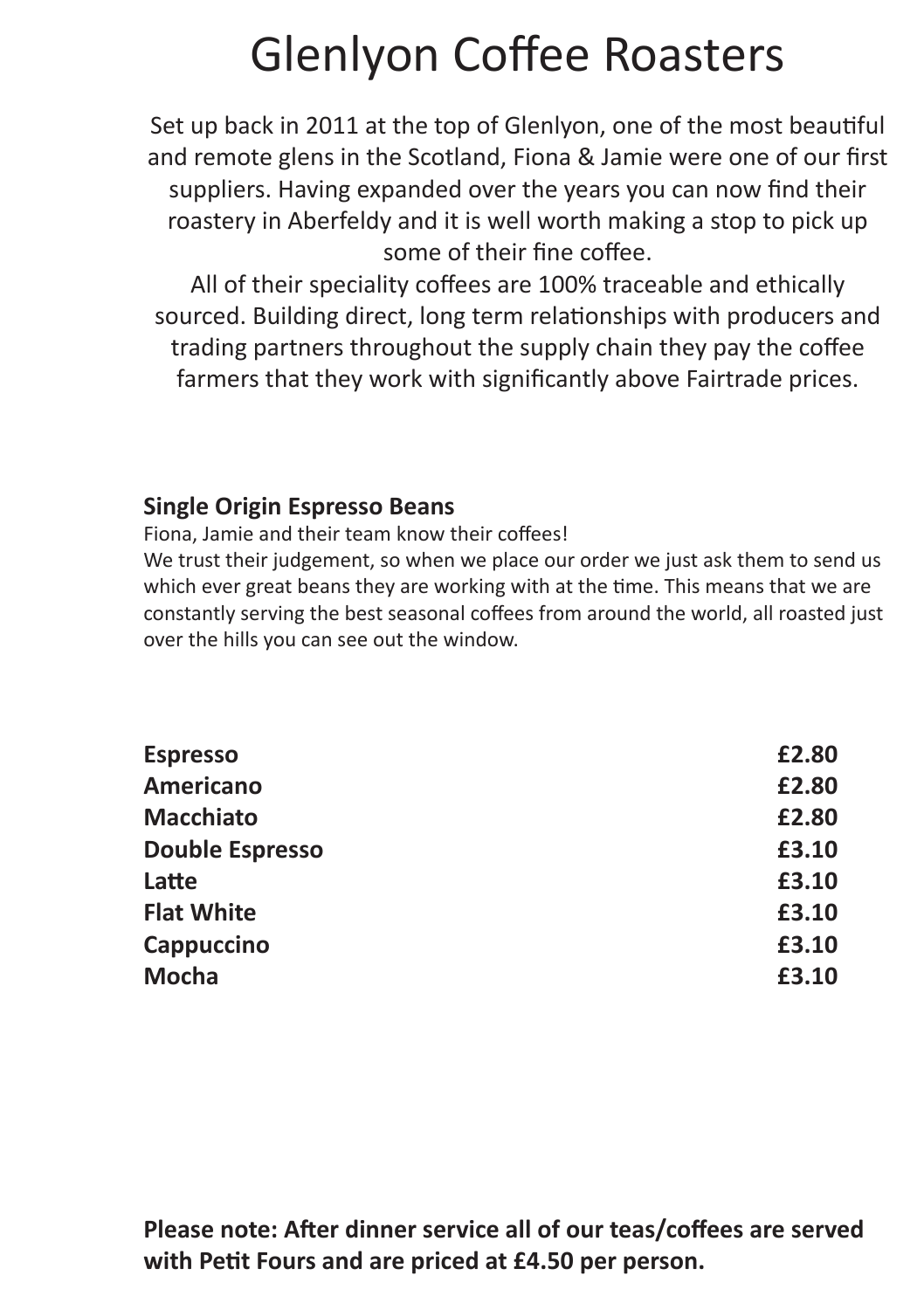# Glenlyon Coffee Roasters

Set up back in 2011 at the top of Glenlyon, one of the most beautiful and remote glens in the Scotland, Fiona & Jamie were one of our first suppliers. Having expanded over the years you can now find their roastery in Aberfeldy and it is well worth making a stop to pick up some of their fine coffee.

All of their speciality coffees are 100% traceable and ethically sourced. Building direct, long term relationships with producers and trading partners throughout the supply chain they pay the coffee farmers that they work with significantly above Fairtrade prices.

**Single Origin Espresso Beans**

Fiona, Jamie and their team know their coffees!
We trust their judgement, so when we place our order we just ask them to send us which ever great beans they are working with at the time. This means that we are constantly serving the best seasonal coffees from around the world, all roasted just over the hills you can see out the window.

| | |
|---|---|
| **Espresso** | **£2.80** |
| **Americano** | **£2.80** |
| **Macchiato** | **£2.80** |
| **Double Espresso** | **£3.10** |
| **Latte** | **£3.10** |
| **Flat White** | **£3.10** |
| **Cappuccino** | **£3.10** |
| **Mocha** | **£3.10** |

**Please note: After dinner service all of our teas/coffees are served with Petit Fours and are priced at £4.50 per person.**